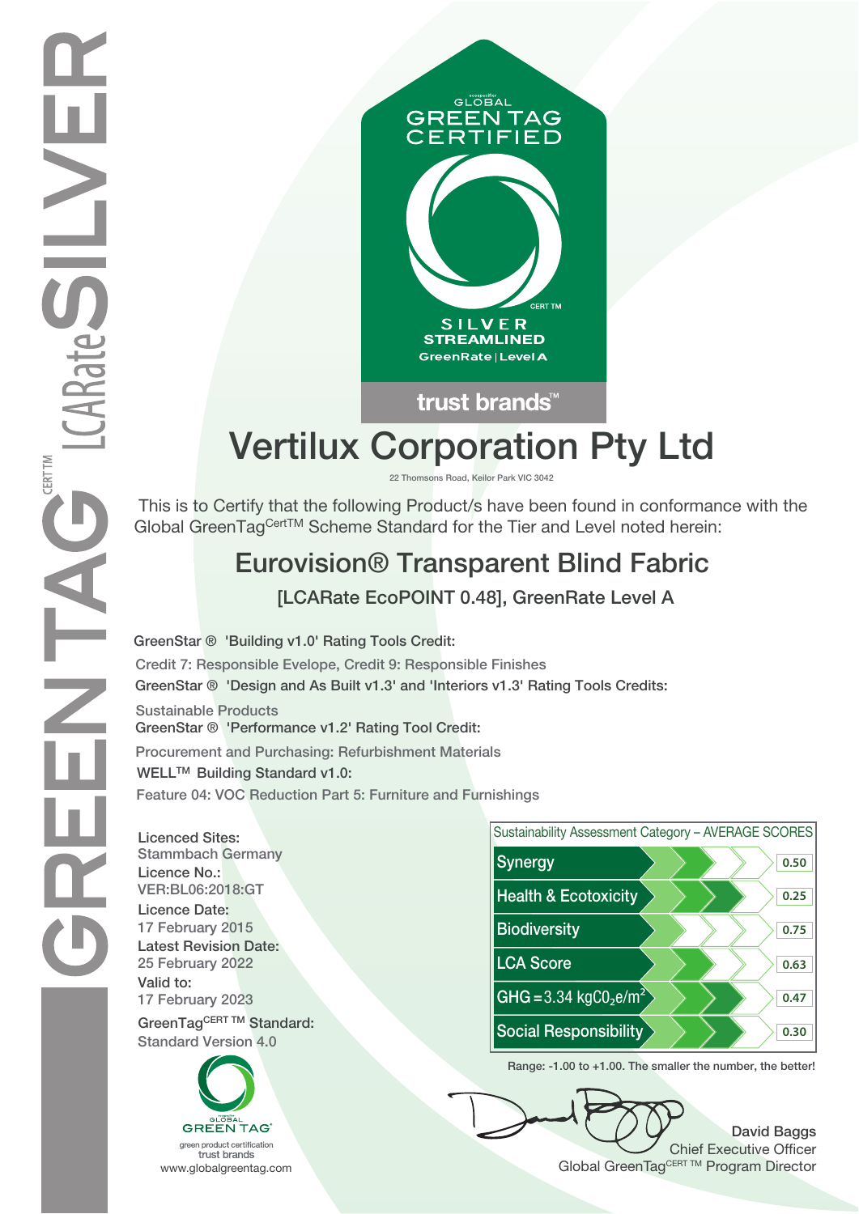GREENTAG CERT TM LCARate SILVER

GLOBAL GREEN TAG CERTIFIED

CERT TM

SILVER
STREAMLINED
GreenRate | Level A

trust brands™

# Vertilux Corporation Pty Ltd

22 Thomsons Road, Keilor Park VIC 3042

This is to Certify that the following Product/s have been found in conformance with the Global GreenTag[CertTM] Scheme Standard for the Tier and Level noted herein:

## Eurovision® Transparent Blind Fabric

### [LCARate EcoPOINT 0.48], GreenRate Level A

**GreenStar ® 'Building v1.0' Rating Tools Credit:**

Credit 7: Responsible Evelope, Credit 9: Responsible Finishes

**GreenStar ® 'Design and As Built v1.3' and 'Interiors v1.3' Rating Tools Credits:**

Sustainable Products

**GreenStar ® 'Performance v1.2' Rating Tool Credit:**

Procurement and Purchasing: Refurbishment Materials

**WELL™ Building Standard v1.0:**

Feature 04: VOC Reduction Part 5: Furniture and Furnishings

**Licenced Sites:**
Stammbach Germany

**Licence No.:**
VER:BL06:2018:GT

**Licence Date:**
17 February 2015

**Latest Revision Date:**
25 February 2022

**Valid to:**
17 February 2023

**GreenTag[CERT TM] Standard:**
Standard Version 4.0

| Sustainability Assessment Category – AVERAGE SCORES | |
|---|---|
| Synergy | 0.50 |
| Health & Ecotoxicity | 0.25 |
| Biodiversity | 0.75 |
| LCA Score | 0.63 |
| GHG = 3.34 $kgCO_2e/m^2$ | 0.47 |
| Social Responsibility | 0.30 |

Range: -1.00 to +1.00. The smaller the number, the better!

GLOBAL GREEN TAG
green product certification
trust brands
www.globalgreentag.com

**David Baggs**
Chief Executive Officer
Global GreenTag[CERT TM] Program Director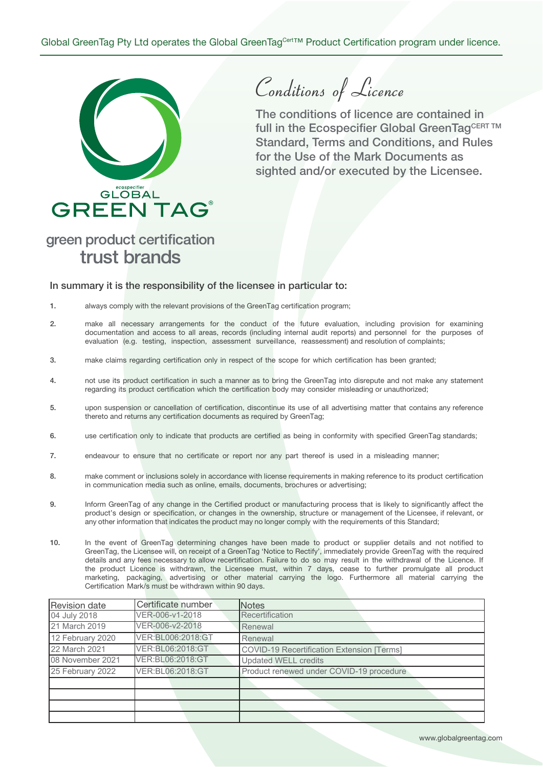Global GreenTag Pty Ltd operates the Global GreenTag[Cert]™ Product Certification program under licence.

ecospecifier GLOBAL GREEN TAG®

green product certification
trust brands

# *Conditions of Licence*

**The conditions of licence are contained in full in the Ecospecifier Global GreenTag[CERT TM] Standard, Terms and Conditions, and Rules for the Use of the Mark Documents as sighted and/or executed by the Licensee.**

## In summary it is the responsibility of the licensee in particular to:

1. always comply with the relevant provisions of the GreenTag certification program;
2. make all necessary arrangements for the conduct of the future evaluation, including provision for examining documentation and access to all areas, records (including internal audit reports) and personnel for the purposes of evaluation (e.g. testing, inspection, assessment surveillance, reassessment) and resolution of complaints;
3. make claims regarding certification only in respect of the scope for which certification has been granted;
4. not use its product certification in such a manner as to bring the GreenTag into disrepute and not make any statement regarding its product certification which the certification body may consider misleading or unauthorized;
5. upon suspension or cancellation of certification, discontinue its use of all advertising matter that contains any reference thereto and returns any certification documents as required by GreenTag;
6. use certification only to indicate that products are certified as being in conformity with specified GreenTag standards;
7. endeavour to ensure that no certificate or report nor any part thereof is used in a misleading manner;
8. make comment or inclusions solely in accordance with license requirements in making reference to its product certification in communication media such as online, emails, documents, brochures or advertising;
9. Inform GreenTag of any change in the Certified product or manufacturing process that is likely to significantly affect the product's design or specification, or changes in the ownership, structure or management of the Licensee, if relevant, or any other information that indicates the product may no longer comply with the requirements of this Standard;
10. In the event of GreenTag determining changes have been made to product or supplier details and not notified to GreenTag, the Licensee will, on receipt of a GreenTag 'Notice to Rectify', immediately provide GreenTag with the required details and any fees necessary to allow recertification. Failure to do so may result in the withdrawal of the Licence. If the product Licence is withdrawn, the Licensee must, within 7 days, cease to further promulgate all product marketing, packaging, advertising or other material carrying the logo. Furthermore all material carrying the Certification Mark/s must be withdrawn within 90 days.

| Revision date | Certificate number | Notes |
|---|---|---|
| 04 July 2018 | VER-006-v1-2018 | Recertification |
| 21 March 2019 | VER-006-v2-2018 | Renewal |
| 12 February 2020 | VER:BL006:2018:GT | Renewal |
| 22 March 2021 | VER:BL06:2018:GT | COVID-19 Recertification Extension [Terms] |
| 08 November 2021 | VER:BL06:2018:GT | Updated WELL credits |
| 25 February 2022 | VER:BL06:2018:GT | Product renewed under COVID-19 procedure |
| | | |
| | | |
| | | |
| | | |

www.globalgreentag.com